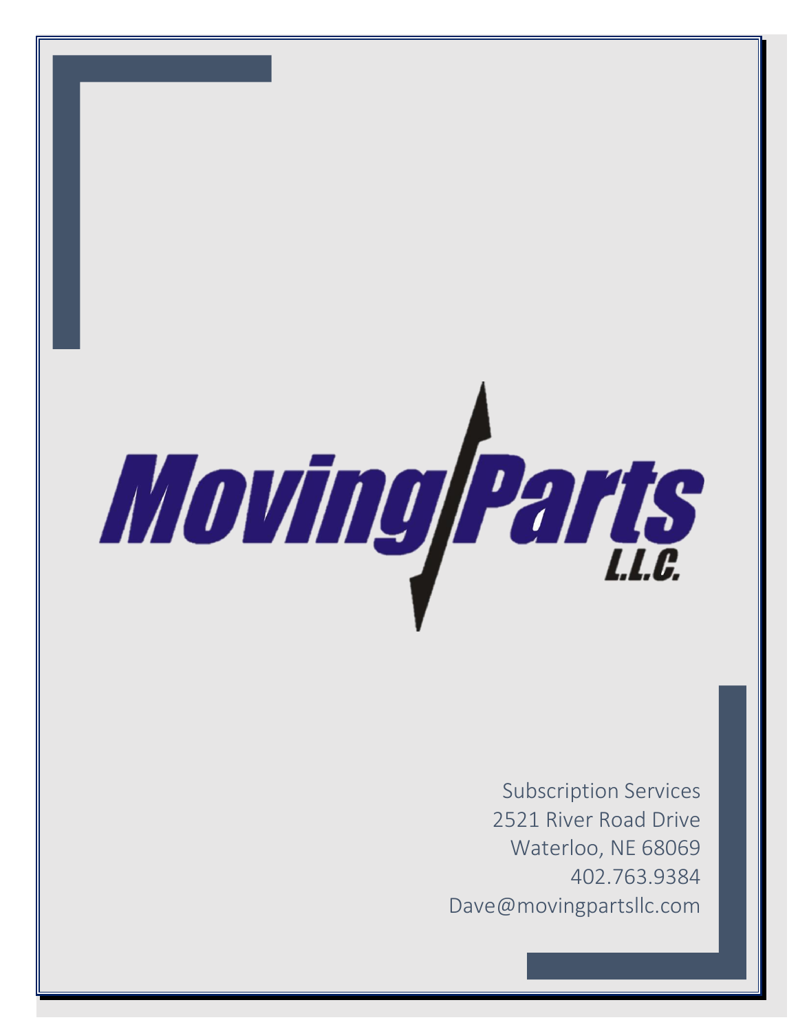# Moving Parts L.L.C.

Subscription Services
2521 River Road Drive
Waterloo, NE 68069
402.763.9384
Dave@movingpartsllc.com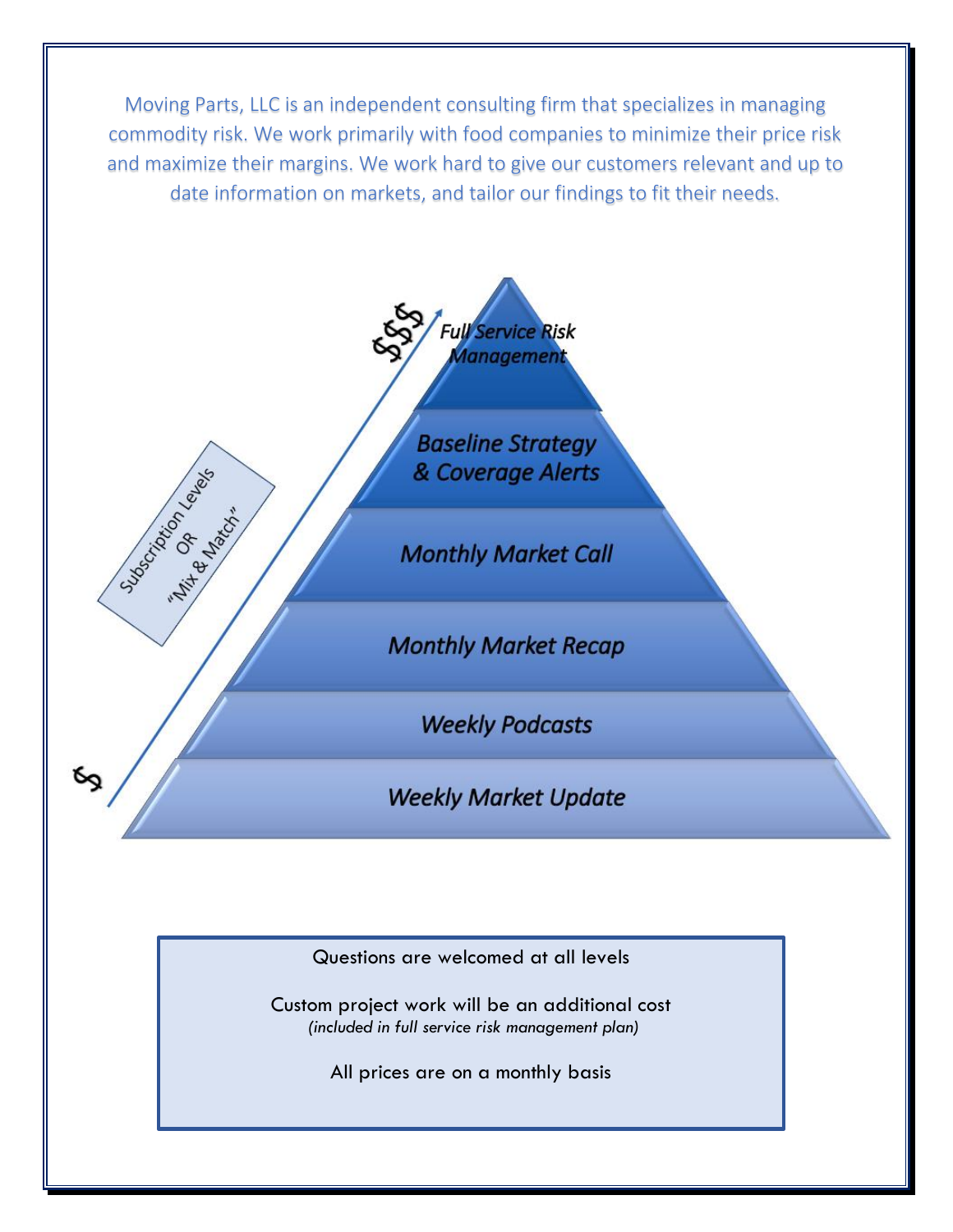Moving Parts, LLC is an independent consulting firm that specializes in managing commodity risk. We work primarily with food companies to minimize their price risk and maximize their margins. We work hard to give our customers relevant and up to date information on markets, and tailor our findings to fit their needs.

Subscription Levels OR "Mix & Match"

$$$

*Full Service Risk Management*

***Baseline Strategy & Coverage Alerts***

***Monthly Market Call***

***Monthly Market Recap***

***Weekly Podcasts***

***Weekly Market Update***

$

Questions are welcomed at all levels

Custom project work will be an additional cost
*(included in full service risk management plan)*

All prices are on a monthly basis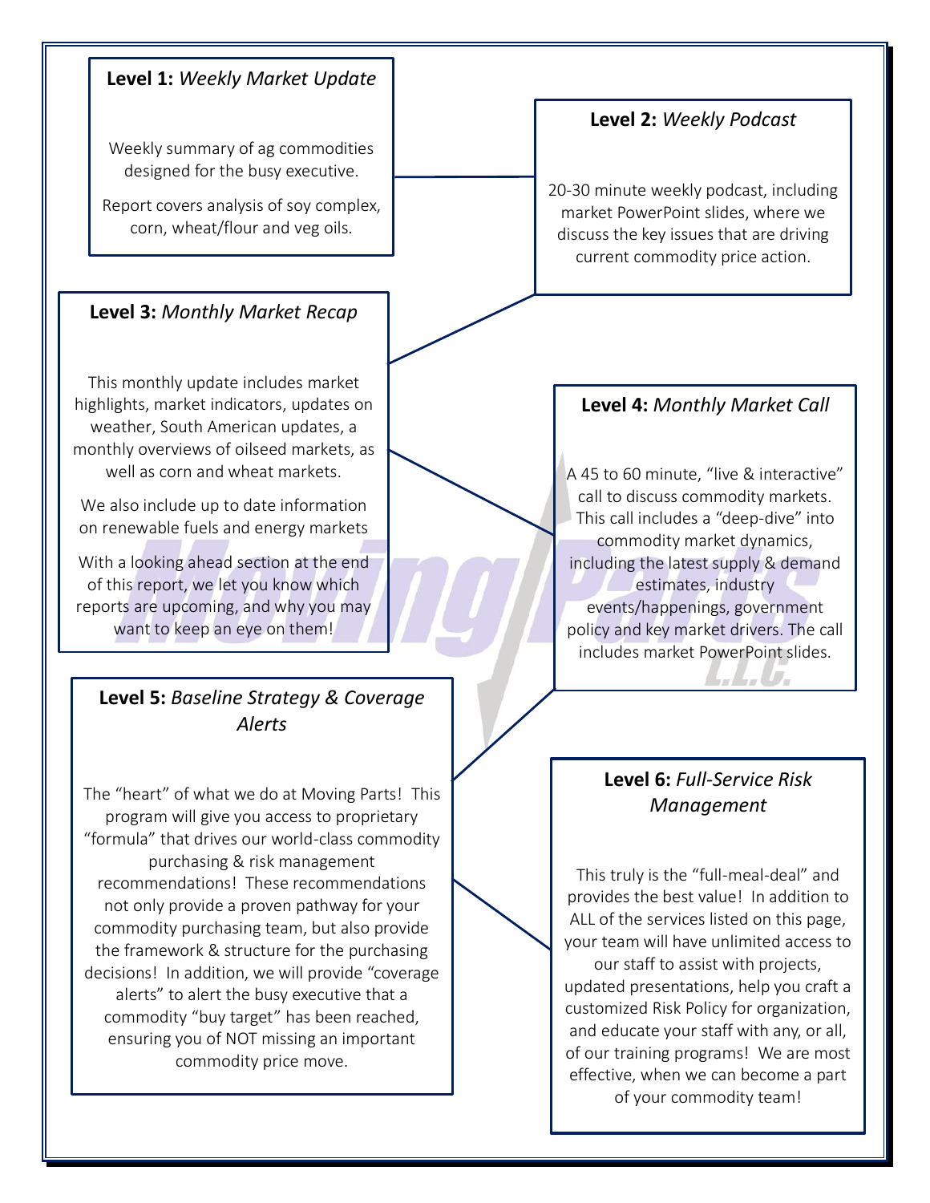**Level 1:** *Weekly Market Update*

Weekly summary of ag commodities designed for the busy executive.

Report covers analysis of soy complex, corn, wheat/flour and veg oils.

**Level 2:** *Weekly Podcast*

20-30 minute weekly podcast, including market PowerPoint slides, where we discuss the key issues that are driving current commodity price action.

**Level 3:** *Monthly Market Recap*

This monthly update includes market highlights, market indicators, updates on weather, South American updates, a monthly overviews of oilseed markets, as well as corn and wheat markets.

We also include up to date information on renewable fuels and energy markets

With a looking ahead section at the end of this report, we let you know which reports are upcoming, and why you may want to keep an eye on them!

**Level 4:** *Monthly Market Call*

A 45 to 60 minute, "live & interactive" call to discuss commodity markets. This call includes a "deep-dive" into commodity market dynamics, including the latest supply & demand estimates, industry events/happenings, government policy and key market drivers. The call includes market PowerPoint slides.

**Level 5:** *Baseline Strategy & Coverage Alerts*

The "heart" of what we do at Moving Parts! This program will give you access to proprietary "formula" that drives our world-class commodity purchasing & risk management recommendations! These recommendations not only provide a proven pathway for your commodity purchasing team, but also provide the framework & structure for the purchasing decisions! In addition, we will provide "coverage alerts" to alert the busy executive that a commodity "buy target" has been reached, ensuring you of NOT missing an important commodity price move.

**Level 6:** *Full-Service Risk Management*

This truly is the "full-meal-deal" and provides the best value! In addition to ALL of the services listed on this page, your team will have unlimited access to our staff to assist with projects, updated presentations, help you craft a customized Risk Policy for organization, and educate your staff with any, or all, of our training programs! We are most effective, when we can become a part of your commodity team!